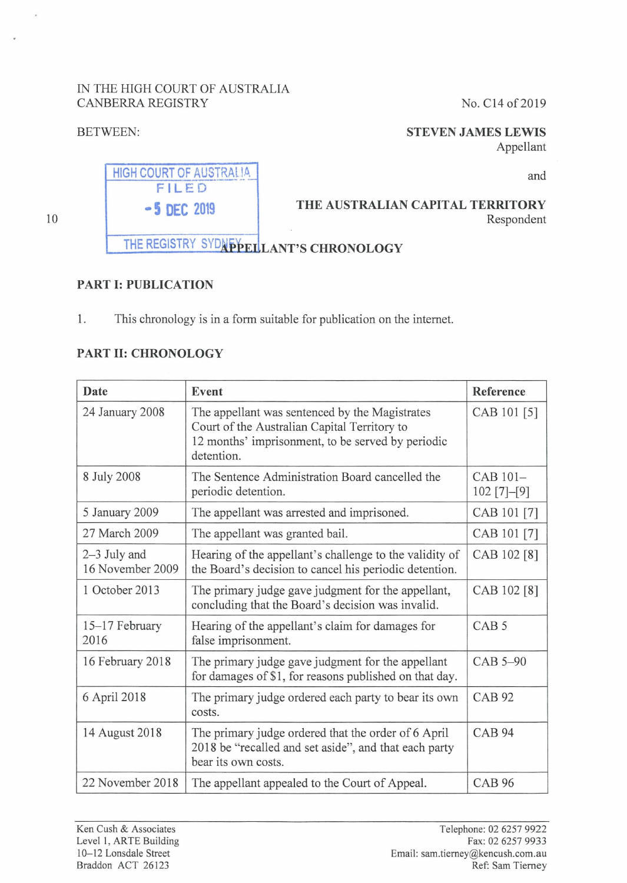IN THE HIGH COURT OF AUSTRALIA
CANBERRA REGISTRY

No. C14 of 2019

BETWEEN:

**STEVEN JAMES LEWIS**
Appellant

and

**THE AUSTRALIAN CAPITAL TERRITORY**
Respondent

HIGH COURT OF AUSTRALIA
FILED
- 5 DEC 2019
THE REGISTRY SYDNEY

## APPELLANT'S CHRONOLOGY

### PART I: PUBLICATION

1. This chronology is in a form suitable for publication on the internet.

### PART II: CHRONOLOGY

| Date | Event | Reference |
|---|---|---|
| 24 January 2008 | The appellant was sentenced by the Magistrates Court of the Australian Capital Territory to 12 months' imprisonment, to be served by periodic detention. | CAB 101 [5] |
| 8 July 2008 | The Sentence Administration Board cancelled the periodic detention. | CAB 101–102 [7]–[9] |
| 5 January 2009 | The appellant was arrested and imprisoned. | CAB 101 [7] |
| 27 March 2009 | The appellant was granted bail. | CAB 101 [7] |
| 2–3 July and 16 November 2009 | Hearing of the appellant's challenge to the validity of the Board's decision to cancel his periodic detention. | CAB 102 [8] |
| 1 October 2013 | The primary judge gave judgment for the appellant, concluding that the Board's decision was invalid. | CAB 102 [8] |
| 15–17 February 2016 | Hearing of the appellant's claim for damages for false imprisonment. | CAB 5 |
| 16 February 2018 | The primary judge gave judgment for the appellant for damages of $1, for reasons published on that day. | CAB 5–90 |
| 6 April 2018 | The primary judge ordered each party to bear its own costs. | CAB 92 |
| 14 August 2018 | The primary judge ordered that the order of 6 April 2018 be "recalled and set aside", and that each party bear its own costs. | CAB 94 |
| 22 November 2018 | The appellant appealed to the Court of Appeal. | CAB 96 |

Ken Cush & Associates
Level 1, ARTE Building
10–12 Lonsdale Street
Braddon ACT 26123

Telephone: 02 6257 9922
Fax: 02 6257 9933
Email: sam.tierney@kencush.com.au
Ref: Sam Tierney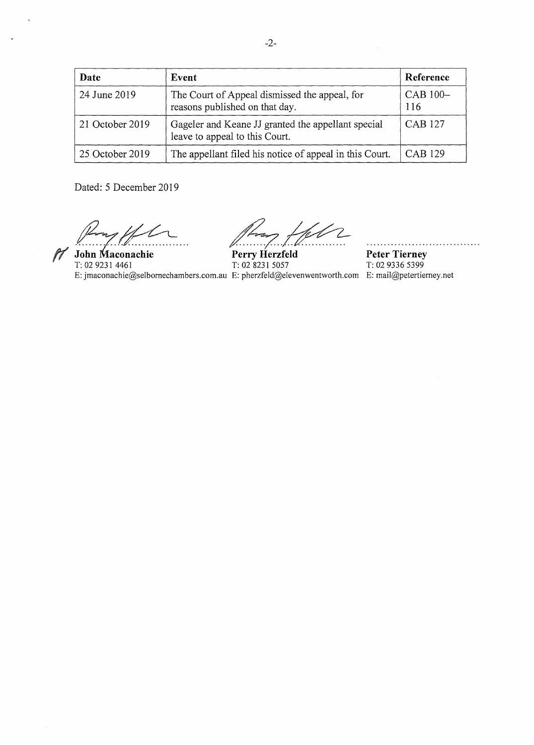| Date | Event | Reference |
| --- | --- | --- |
| 24 June 2019 | The Court of Appeal dismissed the appeal, for reasons published on that day. | CAB 100–116 |
| 21 October 2019 | Gageler and Keane JJ granted the appellant special leave to appeal to this Court. | CAB 127 |
| 25 October 2019 | The appellant filed his notice of appeal in this Court. | CAB 129 |

Dated: 5 December 2019

| | | |
| --- | --- | --- |
| **John Maconachie** | **Perry Herzfeld** | **Peter Tierney** |
| T: 02 9231 4461 | T: 02 8231 5057 | T: 02 9336 5399 |
| E: jmaconachie@selbornechambers.com.au | E: pherzfeld@elevenwentworth.com | E: mail@petertierney.net |